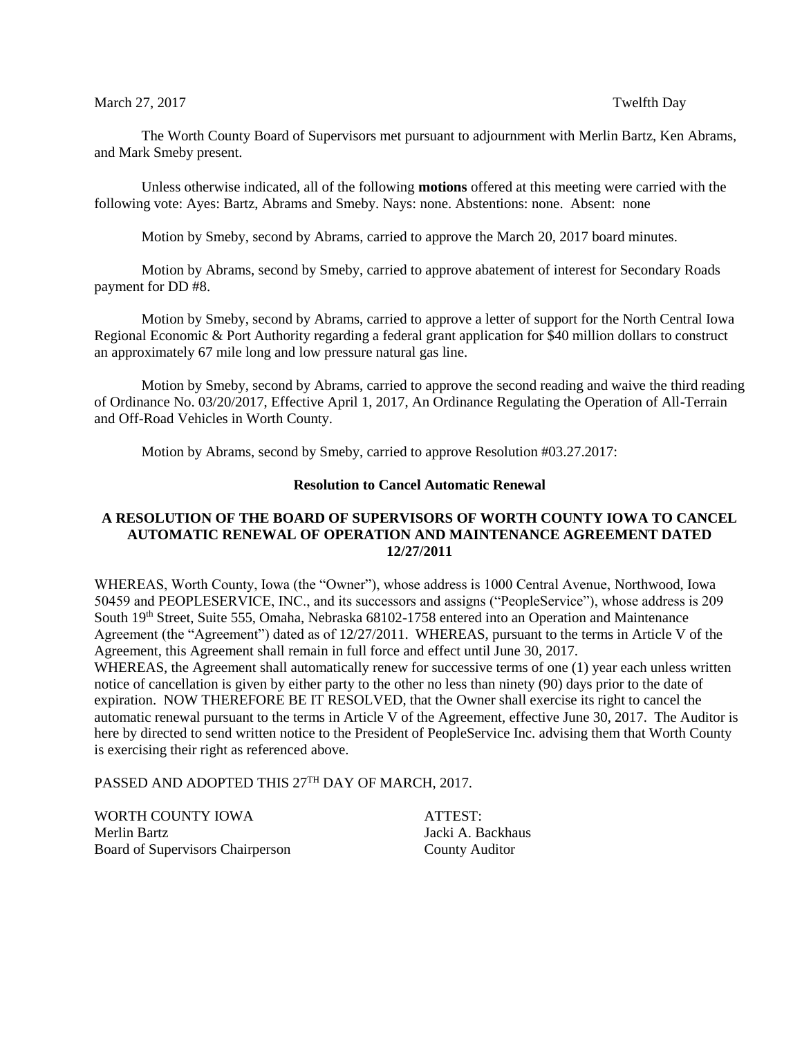March 27, 2017 Twelfth Day

The Worth County Board of Supervisors met pursuant to adjournment with Merlin Bartz, Ken Abrams, and Mark Smeby present.

Unless otherwise indicated, all of the following **motions** offered at this meeting were carried with the following vote: Ayes: Bartz, Abrams and Smeby. Nays: none. Abstentions: none. Absent: none

Motion by Smeby, second by Abrams, carried to approve the March 20, 2017 board minutes.

Motion by Abrams, second by Smeby, carried to approve abatement of interest for Secondary Roads payment for DD #8.

Motion by Smeby, second by Abrams, carried to approve a letter of support for the North Central Iowa Regional Economic & Port Authority regarding a federal grant application for $40 million dollars to construct an approximately 67 mile long and low pressure natural gas line.

Motion by Smeby, second by Abrams, carried to approve the second reading and waive the third reading of Ordinance No. 03/20/2017, Effective April 1, 2017, An Ordinance Regulating the Operation of All-Terrain and Off-Road Vehicles in Worth County.

Motion by Abrams, second by Smeby, carried to approve Resolution #03.27.2017:

**Resolution to Cancel Automatic Renewal**

**A RESOLUTION OF THE BOARD OF SUPERVISORS OF WORTH COUNTY IOWA TO CANCEL AUTOMATIC RENEWAL OF OPERATION AND MAINTENANCE AGREEMENT DATED 12/27/2011**

WHEREAS, Worth County, Iowa (the "Owner"), whose address is 1000 Central Avenue, Northwood, Iowa 50459 and PEOPLESERVICE, INC., and its successors and assigns ("PeopleService"), whose address is 209 South 19th Street, Suite 555, Omaha, Nebraska 68102-1758 entered into an Operation and Maintenance Agreement (the "Agreement") dated as of 12/27/2011. WHEREAS, pursuant to the terms in Article V of the Agreement, this Agreement shall remain in full force and effect until June 30, 2017.
WHEREAS, the Agreement shall automatically renew for successive terms of one (1) year each unless written notice of cancellation is given by either party to the other no less than ninety (90) days prior to the date of expiration. NOW THEREFORE BE IT RESOLVED, that the Owner shall exercise its right to cancel the automatic renewal pursuant to the terms in Article V of the Agreement, effective June 30, 2017. The Auditor is here by directed to send written notice to the President of PeopleService Inc. advising them that Worth County is exercising their right as referenced above.

PASSED AND ADOPTED THIS 27TH DAY OF MARCH, 2017.

WORTH COUNTY IOWA
Merlin Bartz
Board of Supervisors Chairperson

ATTEST:
Jacki A. Backhaus
County Auditor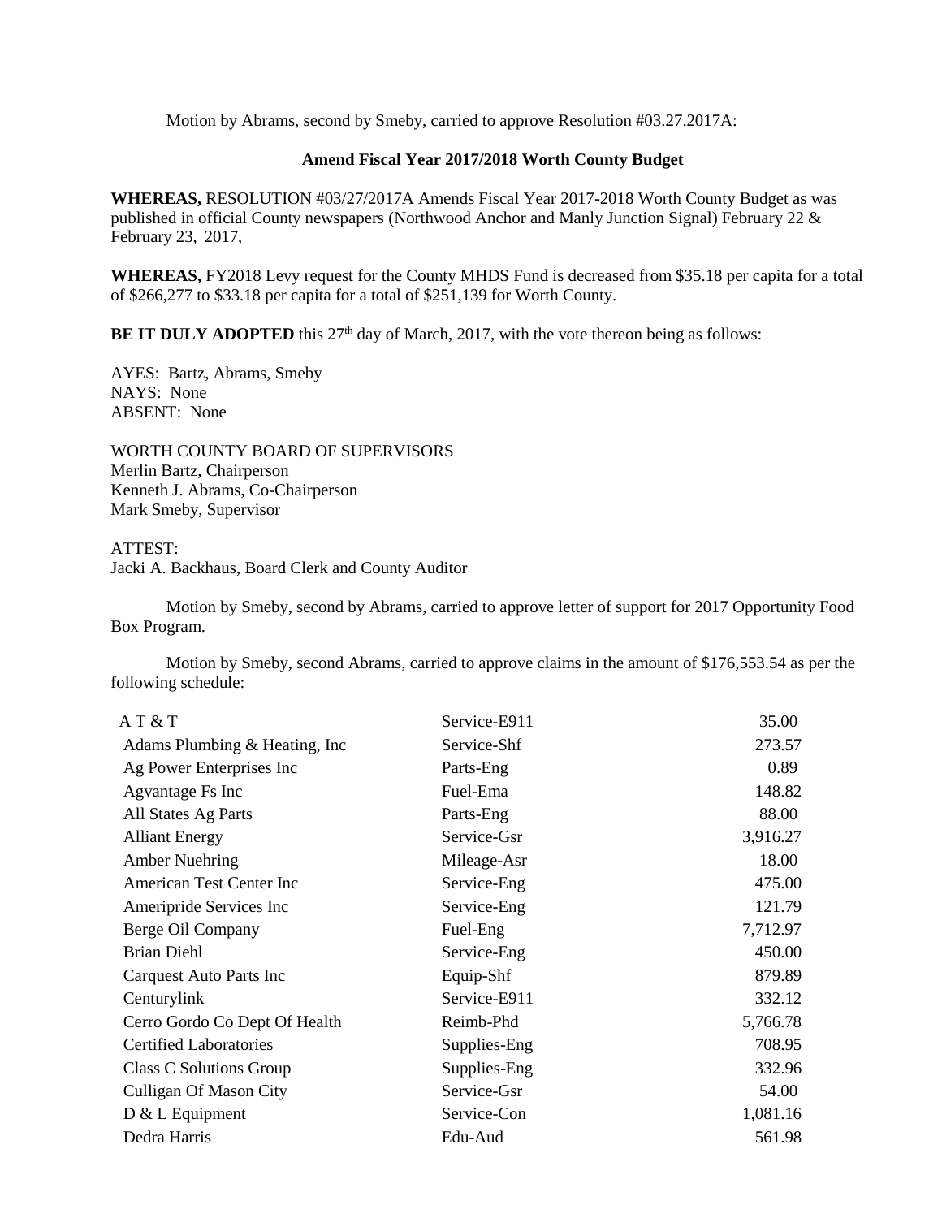Motion by Abrams, second by Smeby, carried to approve Resolution #03.27.2017A:

**Amend Fiscal Year 2017/2018 Worth County Budget**

**WHEREAS,** RESOLUTION #03/27/2017A Amends Fiscal Year 2017-2018 Worth County Budget as was published in official County newspapers (Northwood Anchor and Manly Junction Signal) February 22 & February 23, 2017,

**WHEREAS,** FY2018 Levy request for the County MHDS Fund is decreased from $35.18 per capita for a total of $266,277 to $33.18 per capita for a total of $251,139 for Worth County.

**BE IT DULY ADOPTED** this 27th day of March, 2017, with the vote thereon being as follows:

AYES: Bartz, Abrams, Smeby
NAYS: None
ABSENT: None

WORTH COUNTY BOARD OF SUPERVISORS
Merlin Bartz, Chairperson
Kenneth J. Abrams, Co-Chairperson
Mark Smeby, Supervisor

ATTEST:
Jacki A. Backhaus, Board Clerk and County Auditor

Motion by Smeby, second by Abrams, carried to approve letter of support for 2017 Opportunity Food Box Program.

Motion by Smeby, second Abrams, carried to approve claims in the amount of $176,553.54 as per the following schedule:

| | | |
|---|---|---|
| A T & T | Service-E911 | 35.00 |
| Adams Plumbing & Heating, Inc | Service-Shf | 273.57 |
| Ag Power Enterprises Inc | Parts-Eng | 0.89 |
| Agvantage Fs Inc | Fuel-Ema | 148.82 |
| All States Ag Parts | Parts-Eng | 88.00 |
| Alliant Energy | Service-Gsr | 3,916.27 |
| Amber Nuehring | Mileage-Asr | 18.00 |
| American Test Center Inc | Service-Eng | 475.00 |
| Ameripride Services Inc | Service-Eng | 121.79 |
| Berge Oil Company | Fuel-Eng | 7,712.97 |
| Brian Diehl | Service-Eng | 450.00 |
| Carquest Auto Parts Inc | Equip-Shf | 879.89 |
| Centurylink | Service-E911 | 332.12 |
| Cerro Gordo Co Dept Of Health | Reimb-Phd | 5,766.78 |
| Certified Laboratories | Supplies-Eng | 708.95 |
| Class C Solutions Group | Supplies-Eng | 332.96 |
| Culligan Of Mason City | Service-Gsr | 54.00 |
| D & L Equipment | Service-Con | 1,081.16 |
| Dedra Harris | Edu-Aud | 561.98 |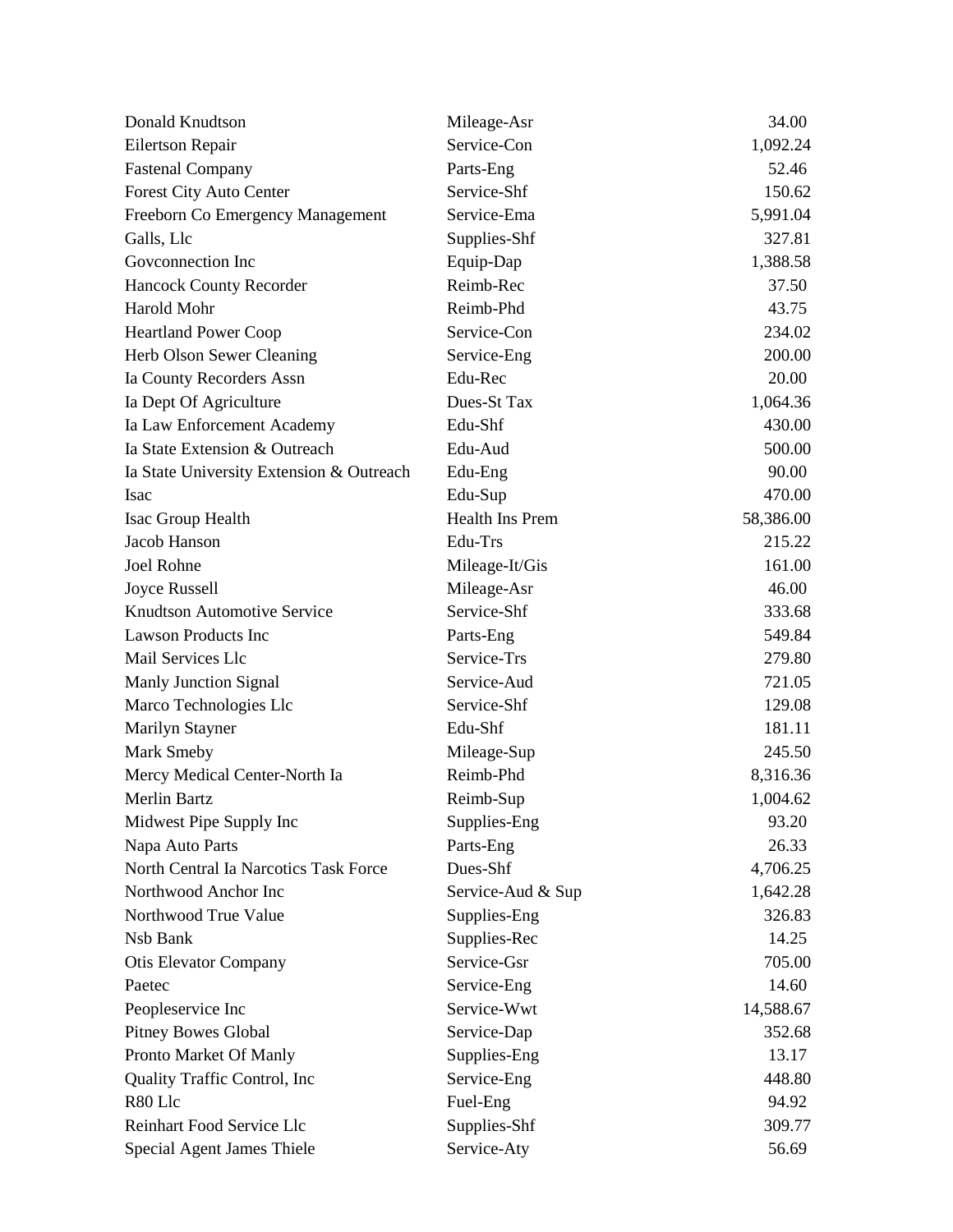| | | |
|---|---|---|
| Donald Knudtson | Mileage-Asr | 34.00 |
| Eilertson Repair | Service-Con | 1,092.24 |
| Fastenal Company | Parts-Eng | 52.46 |
| Forest City Auto Center | Service-Shf | 150.62 |
| Freeborn Co Emergency Management | Service-Ema | 5,991.04 |
| Galls, Llc | Supplies-Shf | 327.81 |
| Govconnection Inc | Equip-Dap | 1,388.58 |
| Hancock County Recorder | Reimb-Rec | 37.50 |
| Harold Mohr | Reimb-Phd | 43.75 |
| Heartland Power Coop | Service-Con | 234.02 |
| Herb Olson Sewer Cleaning | Service-Eng | 200.00 |
| Ia County Recorders Assn | Edu-Rec | 20.00 |
| Ia Dept Of Agriculture | Dues-St Tax | 1,064.36 |
| Ia Law Enforcement Academy | Edu-Shf | 430.00 |
| Ia State Extension & Outreach | Edu-Aud | 500.00 |
| Ia State University Extension & Outreach | Edu-Eng | 90.00 |
| Isac | Edu-Sup | 470.00 |
| Isac Group Health | Health Ins Prem | 58,386.00 |
| Jacob Hanson | Edu-Trs | 215.22 |
| Joel Rohne | Mileage-It/Gis | 161.00 |
| Joyce Russell | Mileage-Asr | 46.00 |
| Knudtson Automotive Service | Service-Shf | 333.68 |
| Lawson Products Inc | Parts-Eng | 549.84 |
| Mail Services Llc | Service-Trs | 279.80 |
| Manly Junction Signal | Service-Aud | 721.05 |
| Marco Technologies Llc | Service-Shf | 129.08 |
| Marilyn Stayner | Edu-Shf | 181.11 |
| Mark Smeby | Mileage-Sup | 245.50 |
| Mercy Medical Center-North Ia | Reimb-Phd | 8,316.36 |
| Merlin Bartz | Reimb-Sup | 1,004.62 |
| Midwest Pipe Supply Inc | Supplies-Eng | 93.20 |
| Napa Auto Parts | Parts-Eng | 26.33 |
| North Central Ia Narcotics Task Force | Dues-Shf | 4,706.25 |
| Northwood Anchor Inc | Service-Aud & Sup | 1,642.28 |
| Northwood True Value | Supplies-Eng | 326.83 |
| Nsb Bank | Supplies-Rec | 14.25 |
| Otis Elevator Company | Service-Gsr | 705.00 |
| Paetec | Service-Eng | 14.60 |
| Peopleservice Inc | Service-Wwt | 14,588.67 |
| Pitney Bowes Global | Service-Dap | 352.68 |
| Pronto Market Of Manly | Supplies-Eng | 13.17 |
| Quality Traffic Control, Inc | Service-Eng | 448.80 |
| R80 Llc | Fuel-Eng | 94.92 |
| Reinhart Food Service Llc | Supplies-Shf | 309.77 |
| Special Agent James Thiele | Service-Aty | 56.69 |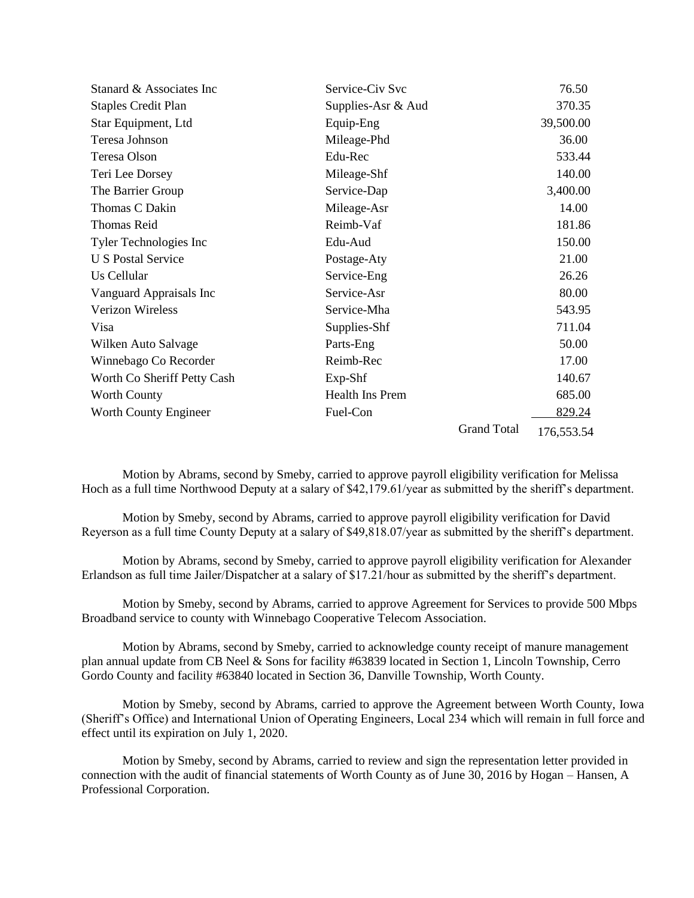| | | |
|---|---|---|
| Stanard & Associates Inc | Service-Civ Svc | 76.50 |
| Staples Credit Plan | Supplies-Asr & Aud | 370.35 |
| Star Equipment, Ltd | Equip-Eng | 39,500.00 |
| Teresa Johnson | Mileage-Phd | 36.00 |
| Teresa Olson | Edu-Rec | 533.44 |
| Teri Lee Dorsey | Mileage-Shf | 140.00 |
| The Barrier Group | Service-Dap | 3,400.00 |
| Thomas C Dakin | Mileage-Asr | 14.00 |
| Thomas Reid | Reimb-Vaf | 181.86 |
| Tyler Technologies Inc | Edu-Aud | 150.00 |
| U S Postal Service | Postage-Aty | 21.00 |
| Us Cellular | Service-Eng | 26.26 |
| Vanguard Appraisals Inc | Service-Asr | 80.00 |
| Verizon Wireless | Service-Mha | 543.95 |
| Visa | Supplies-Shf | 711.04 |
| Wilken Auto Salvage | Parts-Eng | 50.00 |
| Winnebago Co Recorder | Reimb-Rec | 17.00 |
| Worth Co Sheriff Petty Cash | Exp-Shf | 140.67 |
| Worth County | Health Ins Prem | 685.00 |
| Worth County Engineer | Fuel-Con | 829.24 |
| | Grand Total | 176,553.54 |

Motion by Abrams, second by Smeby, carried to approve payroll eligibility verification for Melissa Hoch as a full time Northwood Deputy at a salary of $42,179.61/year as submitted by the sheriff's department.

Motion by Smeby, second by Abrams, carried to approve payroll eligibility verification for David Reyerson as a full time County Deputy at a salary of $49,818.07/year as submitted by the sheriff's department.

Motion by Abrams, second by Smeby, carried to approve payroll eligibility verification for Alexander Erlandson as full time Jailer/Dispatcher at a salary of $17.21/hour as submitted by the sheriff's department.

Motion by Smeby, second by Abrams, carried to approve Agreement for Services to provide 500 Mbps Broadband service to county with Winnebago Cooperative Telecom Association.

Motion by Abrams, second by Smeby, carried to acknowledge county receipt of manure management plan annual update from CB Neel & Sons for facility #63839 located in Section 1, Lincoln Township, Cerro Gordo County and facility #63840 located in Section 36, Danville Township, Worth County.

Motion by Smeby, second by Abrams, carried to approve the Agreement between Worth County, Iowa (Sheriff's Office) and International Union of Operating Engineers, Local 234 which will remain in full force and effect until its expiration on July 1, 2020.

Motion by Smeby, second by Abrams, carried to review and sign the representation letter provided in connection with the audit of financial statements of Worth County as of June 30, 2016 by Hogan – Hansen, A Professional Corporation.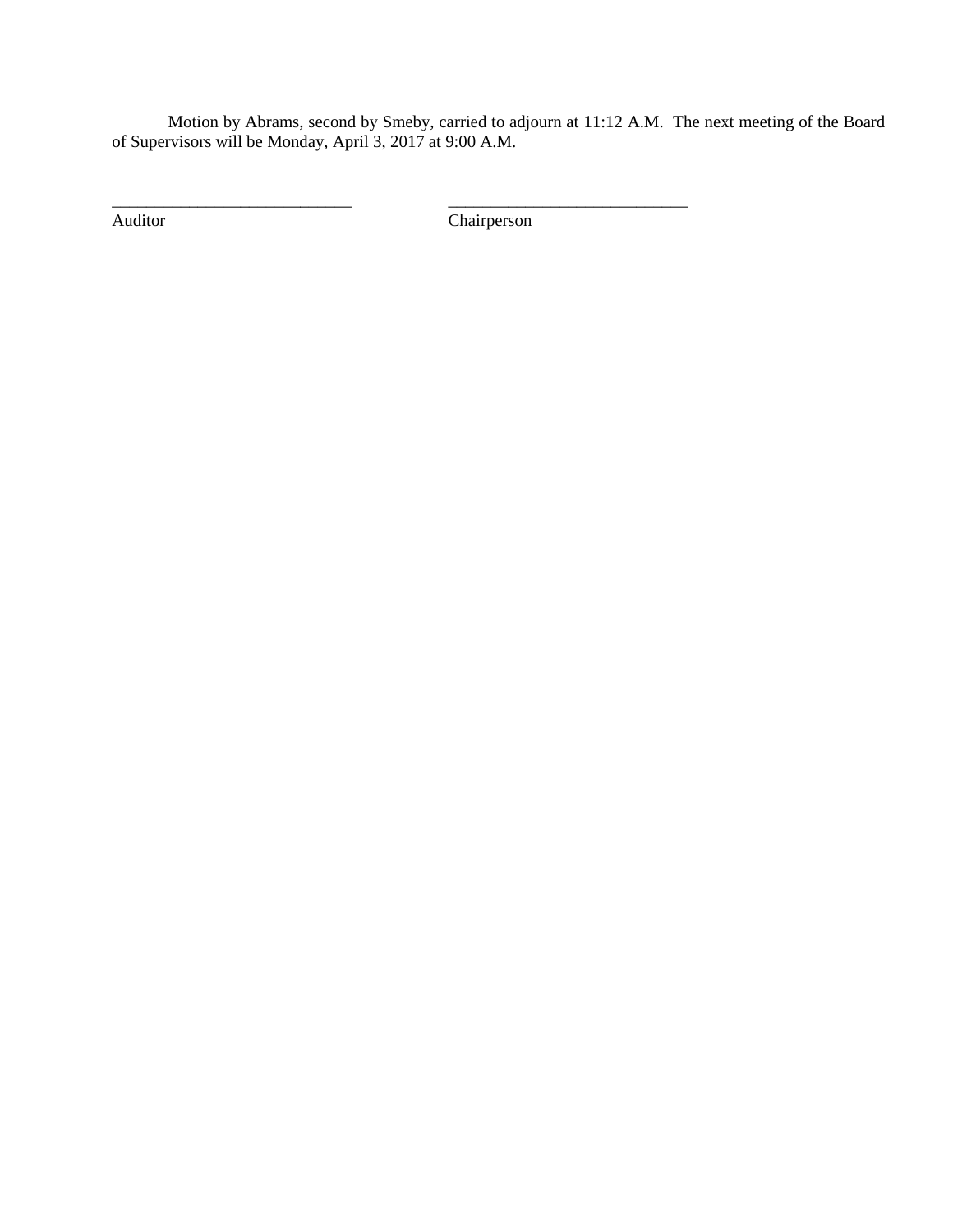Motion by Abrams, second by Smeby, carried to adjourn at 11:12 A.M.  The next meeting of the Board of Supervisors will be Monday, April 3, 2017 at 9:00 A.M.

| | |
|---|---|
| ____________________________ | ____________________________ |
| Auditor | Chairperson |